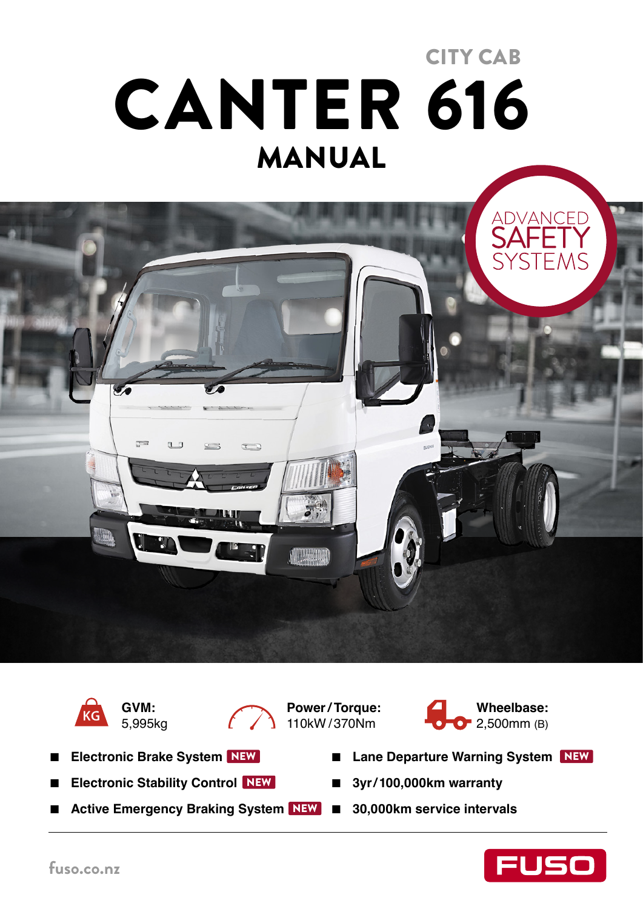CITY CAB

# CANTER 616

## MANUAL

ADVANCED SAFETY SYSTEMS

**GVM:** 5,995kg

**Power/Torque:** 110kW/370Nm

**Wheelbase:** 2,500mm (B)

- **Electronic Brake System** NEW
- **Electronic Stability Control** NEW
- **Active Emergency Braking System** NEW
- **Lane Departure Warning System** NEW
- **3yr/100,000km warranty**
- **30,000km service intervals**

fuso.co.nz

FUSO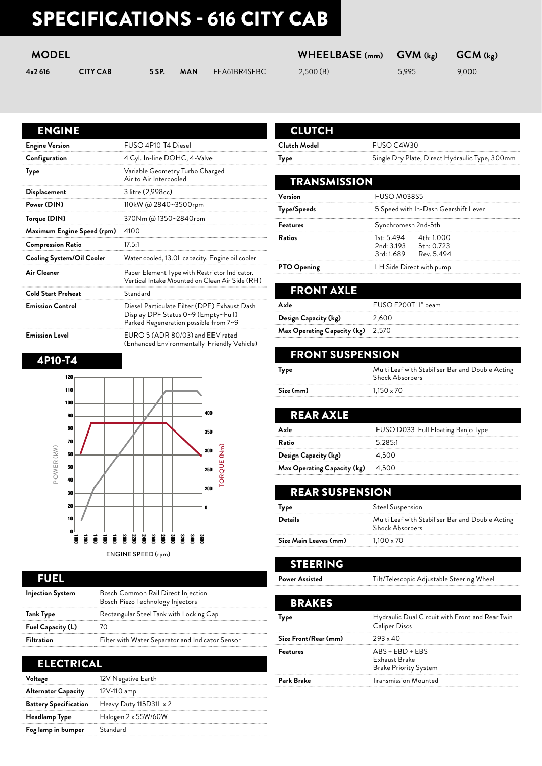# SPECIFICATIONS - 616 CITY CAB

| MODEL | | | | | WHEELBASE (mm) | GVM (kg) | GCM (kg) |
|---|---|---|---|---|---|---|---|
| 4x2 616 | CITY CAB | 5 SP. | MAN | FEA61BR4SFBC | 2,500 (B) | 5,995 | 9,000 |

## ENGINE

| | |
|---|---|
| **Engine Version** | FUSO 4P10-T4 Diesel |
| **Configuration** | 4 Cyl. In-line DOHC, 4-Valve |
| **Type** | Variable Geometry Turbo Charged<br>Air to Air Intercooled |
| **Displacement** | 3 litre (2,998cc) |
| **Power (DIN)** | 110kW @ 2840~3500rpm |
| **Torque (DIN)** | 370Nm @ 1350~2840rpm |
| **Maximum Engine Speed (rpm)** | 4100 |
| **Compression Ratio** | 17.5:1 |
| **Cooling System/Oil Cooler** | Water cooled, 13.0L capacity. Engine oil cooler |
| **Air Cleaner** | Paper Element Type with Restrictor Indicator.<br>Vertical Intake Mounted on Clean Air Side (RH) |
| **Cold Start Preheat** | Standard |
| **Emission Control** | Diesel Particulate Filter (DPF) Exhaust Dash<br>Display DPF Status 0~9 (Empty~Full)<br>Parked Regeneration possible from 7~9 |
| **Emission Level** | EURO 5 (ADR 80/03) and EEV rated<br>(Enhanced Environmentally-Friendly Vehicle) |

## 4P10-T4

POWER (kW) | TORQUE (Nm) | ENGINE SPEED (rpm)

## FUEL

| | |
|---|---|
| **Injection System** | Bosch Common Rail Direct Injection<br>Bosch Piezo Technology Injectors |
| **Tank Type** | Rectangular Steel Tank with Locking Cap |
| **Fuel Capacity (L)** | 70 |
| **Filtration** | Filter with Water Separator and Indicator Sensor |

## ELECTRICAL

| | |
|---|---|
| **Voltage** | 12V Negative Earth |
| **Alternator Capacity** | 12V-110 amp |
| **Battery Specification** | Heavy Duty 115D31L x 2 |
| **Headlamp Type** | Halogen 2 x 55W/60W |
| **Fog lamp in bumper** | Standard |

## CLUTCH

| | |
|---|---|
| **Clutch Model** | FUSO C4W30 |
| **Type** | Single Dry Plate, Direct Hydraulic Type, 300mm |

## TRANSMISSION

| | |
|---|---|
| **Version** | FUSO M038S5 |
| **Type/Speeds** | 5 Speed with In-Dash Gearshift Lever |
| **Features** | Synchromesh 2nd-5th |
| **Ratios** | 1st: 5.494, 2nd: 3.193, 3rd: 1.689, 4th: 1.000, 5th: 0.723, Rev. 5.494 |
| **PTO Opening** | LH Side Direct with pump |

## FRONT AXLE

| | |
|---|---|
| **Axle** | FUSO F200T "I" beam |
| **Design Capacity (kg)** | 2,600 |
| **Max Operating Capacity (kg)** | 2,570 |

## FRONT SUSPENSION

| | |
|---|---|
| **Type** | Multi Leaf with Stabiliser Bar and Double Acting Shock Absorbers |
| **Size (mm)** | 1,150 x 70 |

## REAR AXLE

| | |
|---|---|
| **Axle** | FUSO D033 Full Floating Banjo Type |
| **Ratio** | 5.285:1 |
| **Design Capacity (kg)** | 4,500 |
| **Max Operating Capacity (kg)** | 4,500 |

## REAR SUSPENSION

| | |
|---|---|
| **Type** | Steel Suspension |
| **Details** | Multi Leaf with Stabiliser Bar and Double Acting Shock Absorbers |
| **Size Main Leaves (mm)** | 1,100 x 70 |

## STEERING

| | |
|---|---|
| **Power Assisted** | Tilt/Telescopic Adjustable Steering Wheel |

## BRAKES

| | |
|---|---|
| **Type** | Hydraulic Dual Circuit with Front and Rear Twin Caliper Discs |
| **Size Front/Rear (mm)** | 293 x 40 |
| **Features** | ABS + EBD + EBS<br>Exhaust Brake<br>Brake Priority System |
| **Park Brake** | Transmission Mounted |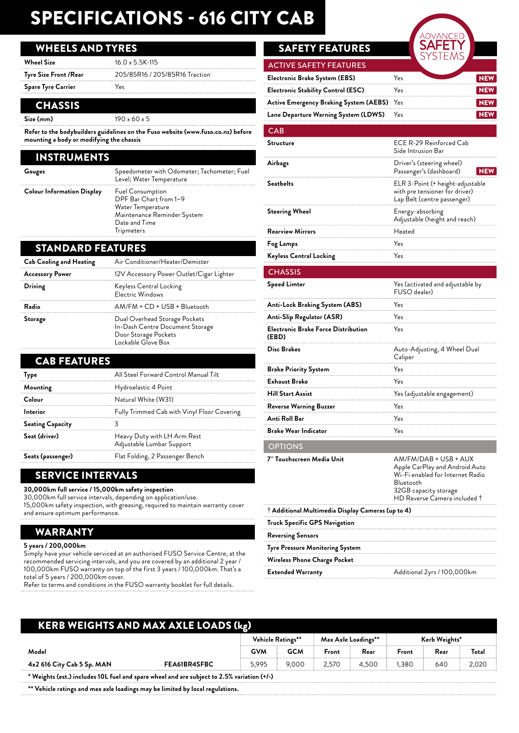# SPECIFICATIONS - 616 CITY CAB

## WHEELS AND TYRES

| | |
|---|---|
| **Wheel Size** | 16.0 x 5.5K-115 |
| **Tyre Size Front /Rear** | 205/85R16 / 205/85R16 Traction |
| **Spare Tyre Carrier** | Yes |

## CHASSIS

| | |
|---|---|
| **Size (mm)** | 190 x 60 x 5 |

**Refer to the bodybuilders guidelines on the Fuso website (www.fuso.co.nz) before mounting a body or modifying the chassis**

## INSTRUMENTS

| | |
|---|---|
| **Gauges** | Speedometer with Odometer; Tachometer; Fuel Level; Water Temperature |
| **Colour Information Display** | Fuel Consumption<br>DPF Bar Chart from 1~9<br>Water Temperature<br>Maintenance Reminder System<br>Date and Time<br>Tripmeters |

## STANDARD FEATURES

| | |
|---|---|
| **Cab Cooling and Heating** | Air Conditioner/Heater/Demister |
| **Accessory Power** | 12V Accessory Power Outlet/Cigar Lighter |
| **Driving** | Keyless Central Locking<br>Electric Windows |
| **Radio** | AM/FM + CD + USB + Bluetooth |
| **Storage** | Dual Overhead Storage Pockets<br>In-Dash Centre Document Storage<br>Door Storage Pockets<br>Lockable Glove Box |

## CAB FEATURES

| | |
|---|---|
| **Type** | All Steel Forward Control Manual Tilt |
| **Mounting** | Hydroelastic 4 Point |
| **Colour** | Natural White (W31) |
| **Interior** | Fully Trimmed Cab with Vinyl Floor Covering |
| **Seating Capacity** | 3 |
| **Seat (driver)** | Heavy Duty with LH Arm Rest<br>Adjustable Lumbar Support |
| **Seats (passenger)** | Flat Folding, 2 Passenger Bench |

## SERVICE INTERVALS

**30,000km full service / 15,000km safety inspection**
30,000km full service intervals, depending on application/use.
15,000km safety inspection, with greasing, required to maintain warranty cover and ensure optimum performance.

## WARRANTY

**5 years / 200,000km**
Simply have your vehicle serviced at an authorised FUSO Service Centre, at the recommended servicing intervals, and you are covered by an additional 2 year / 100,000km FUSO warranty on top of the first 3 years / 100,000km. That's a total of 5 years / 200,000km cover.
Refer to terms and conditions in the FUSO warranty booklet for full details.

## SAFETY FEATURES

ADVANCED SAFETY SYSTEMS

### ACTIVE SAFETY FEATURES

| | | |
|---|---|---|
| **Electronic Brake System (EBS)** | Yes | NEW |
| **Electronic Stability Control (ESC)** | Yes | NEW |
| **Active Emergency Braking System (AEBS)** | Yes | NEW |
| **Lane Departure Warning System (LDWS)** | Yes | NEW |

### CAB

| | | |
|---|---|---|
| **Structure** | ECE R-29 Reinforced Cab<br>Side Intrusion Bar | |
| **Airbags** | Driver's (steering wheel)<br>Passenger's (dashboard) | NEW |
| **Seatbelts** | ELR 3-Point (+ height-adjustable with pre tensioner for driver)<br>Lap Belt (centre passenger) | |
| **Steering Wheel** | Energy-absorbing<br>Adjustable (height and reach) | |
| **Rearview Mirrors** | Heated | |
| **Fog Lamps** | Yes | |
| **Keyless Central Locking** | Yes | |

### CHASSIS

| | |
|---|---|
| **Speed Limter** | Yes (activated and adjustable by FUSO dealer) |
| **Anti-Lock Braking System (ABS)** | Yes |
| **Anti-Slip Regulator (ASR)** | Yes |
| **Electronic Brake Force Distribution (EBD)** | Yes |
| **Disc Brakes** | Auto-Adjusting, 4 Wheel Dual Caliper |
| **Brake Priority System** | Yes |
| **Exhaust Brake** | Yes |
| **Hill Start Assist** | Yes (adjustable engagement) |
| **Reverse Warning Buzzer** | Yes |
| **Anti Roll Bar** | Yes |
| **Brake Wear Indicator** | Yes |

### OPTIONS

| | |
|---|---|
| **7" Touchscreen Media Unit** | AM/FM/DAB + USB + AUX<br>Apple CarPlay and Android Auto<br>Wi-Fi enabled for Internet Radio<br>Bluetooth<br>32GB capacity storage<br>HD Reverse Camera included † |
| **† Additional Multimedia Display Cameras (up to 4)** | |
| **Truck Specific GPS Navigation** | |
| **Reversing Sensors** | |
| **Tyre Pressure Monitoring System** | |
| **Wireless Phone Charge Pocket** | |
| **Extended Warranty** | Additional 2yrs / 100,000km |

## KERB WEIGHTS AND MAX AXLE LOADS (kg)

| Model | | Vehicle Ratings** | | Max Axle Loadings** | | Kerb Weights* | | |
|---|---|---|---|---|---|---|---|---|
| | | GVM | GCM | Front | Rear | Front | Rear | Total |
| 4x2 616 City Cab 5 Sp. MAN | FEA61BR4SFBC | 5,995 | 9,000 | 2,570 | 4,500 | 1,380 | 640 | 2,020 |

**\* Weights (est.) includes 10L fuel and spare wheel and are subject to 2.5% variation (+/-)**

**\*\* Vehicle ratings and max axle loadings may be limited by local regulations.**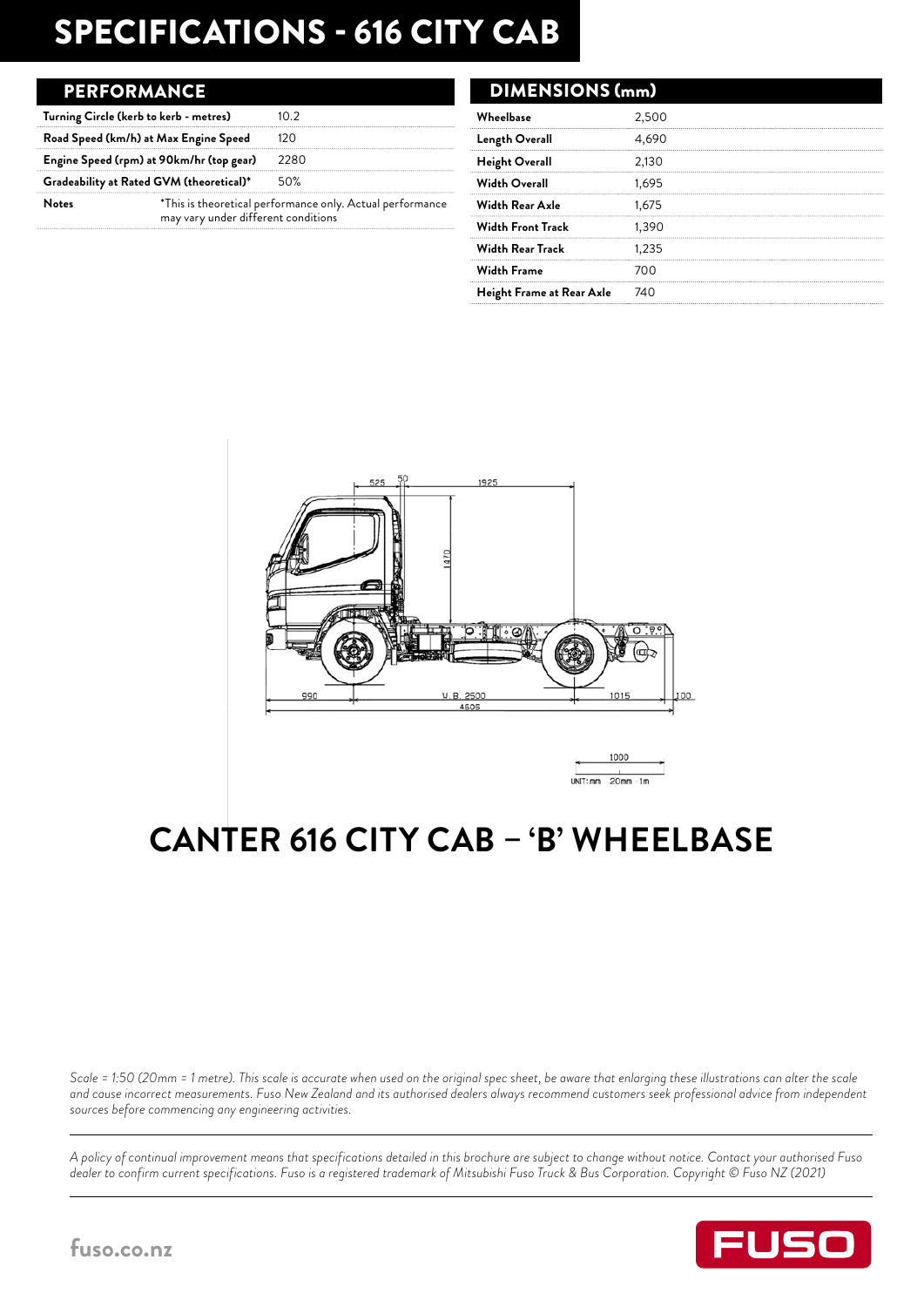# SPECIFICATIONS - 616 CITY CAB

## PERFORMANCE

| | |
|---|---|
| Turning Circle (kerb to kerb - metres) | 10.2 |
| Road Speed (km/h) at Max Engine Speed | 120 |
| Engine Speed (rpm) at 90km/hr (top gear) | 2280 |
| Gradeability at Rated GVM (theoretical)* | 50% |
| Notes | *This is theoretical performance only. Actual performance may vary under different conditions |

## DIMENSIONS (mm)

| | |
|---|---|
| Wheelbase | 2,500 |
| Length Overall | 4,690 |
| Height Overall | 2,130 |
| Width Overall | 1,695 |
| Width Rear Axle | 1,675 |
| Width Front Track | 1,390 |
| Width Rear Track | 1,235 |
| Width Frame | 700 |
| Height Frame at Rear Axle | 740 |

525
50
1925
1470
990
W. B. 2500
4605
1015
100
1000
UNIT: mm 20mm 1m

## CANTER 616 CITY CAB – 'B' WHEELBASE

*Scale = 1:50 (20mm = 1 metre). This scale is accurate when used on the original spec sheet, be aware that enlarging these illustrations can alter the scale and cause incorrect measurements. Fuso New Zealand and its authorised dealers always recommend customers seek professional advice from independent sources before commencing any engineering activities.*

*A policy of continual improvement means that specifications detailed in this brochure are subject to change without notice. Contact your authorised Fuso dealer to confirm current specifications. Fuso is a registered trademark of Mitsubishi Fuso Truck & Bus Corporation. Copyright © Fuso NZ (2021)*

fuso.co.nz

FUSO